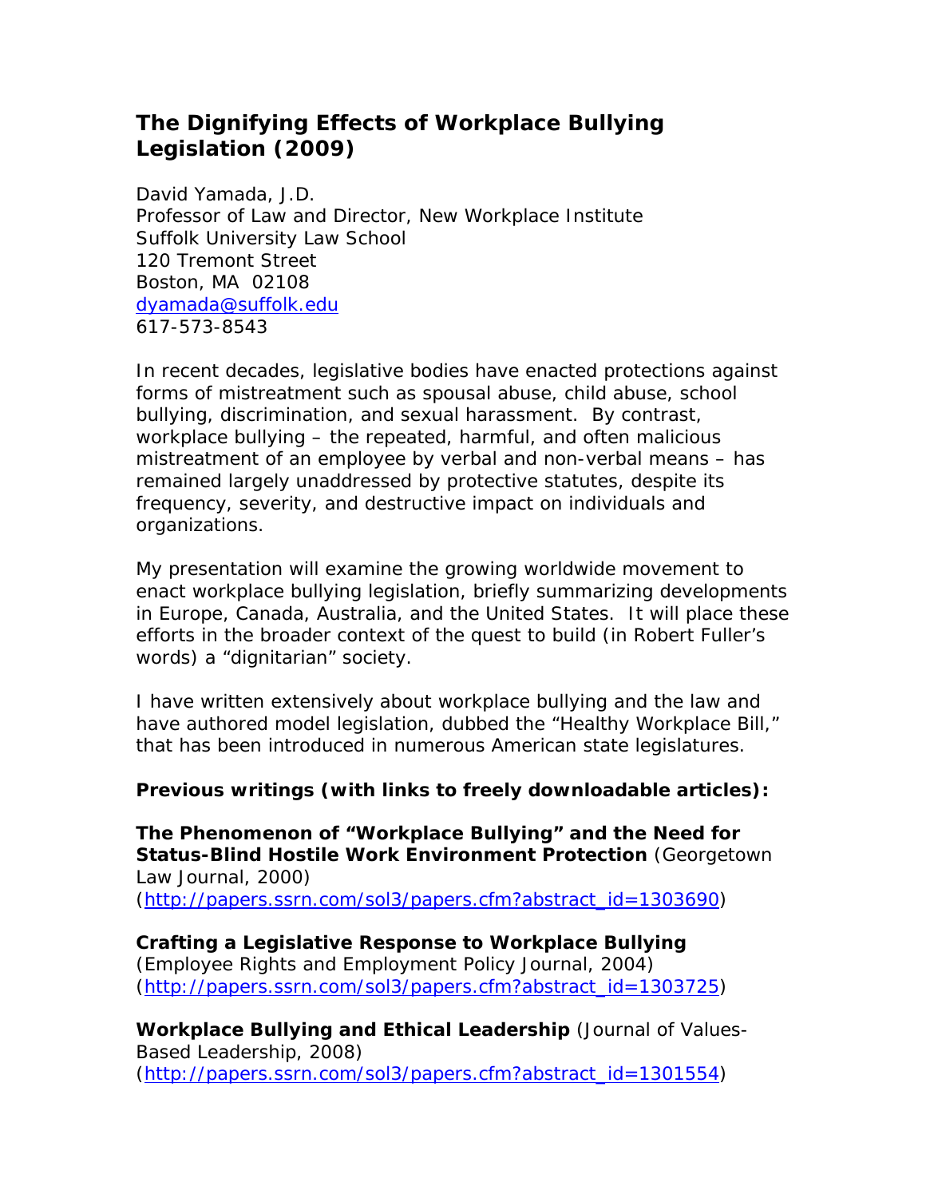# The Dignifying Effects of Workplace Bullying Legislation (2009)

David Yamada, J.D.
Professor of Law and Director, New Workplace Institute
Suffolk University Law School
120 Tremont Street
Boston, MA 02108
dyamada@suffolk.edu
617-573-8543

In recent decades, legislative bodies have enacted protections against forms of mistreatment such as spousal abuse, child abuse, school bullying, discrimination, and sexual harassment. By contrast, workplace bullying – the repeated, harmful, and often malicious mistreatment of an employee by verbal and non-verbal means – has remained largely unaddressed by protective statutes, despite its frequency, severity, and destructive impact on individuals and organizations.

My presentation will examine the growing worldwide movement to enact workplace bullying legislation, briefly summarizing developments in Europe, Canada, Australia, and the United States. It will place these efforts in the broader context of the quest to build (in Robert Fuller's words) a "dignitarian" society.

I have written extensively about workplace bullying and the law and have authored model legislation, dubbed the "Healthy Workplace Bill," that has been introduced in numerous American state legislatures.

**Previous writings (with links to freely downloadable articles):**

**The Phenomenon of "Workplace Bullying" and the Need for Status-Blind Hostile Work Environment Protection** (Georgetown Law Journal, 2000)
(http://papers.ssrn.com/sol3/papers.cfm?abstract_id=1303690)

**Crafting a Legislative Response to Workplace Bullying** (Employee Rights and Employment Policy Journal, 2004)
(http://papers.ssrn.com/sol3/papers.cfm?abstract_id=1303725)

**Workplace Bullying and Ethical Leadership** (Journal of Values-Based Leadership, 2008)
(http://papers.ssrn.com/sol3/papers.cfm?abstract_id=1301554)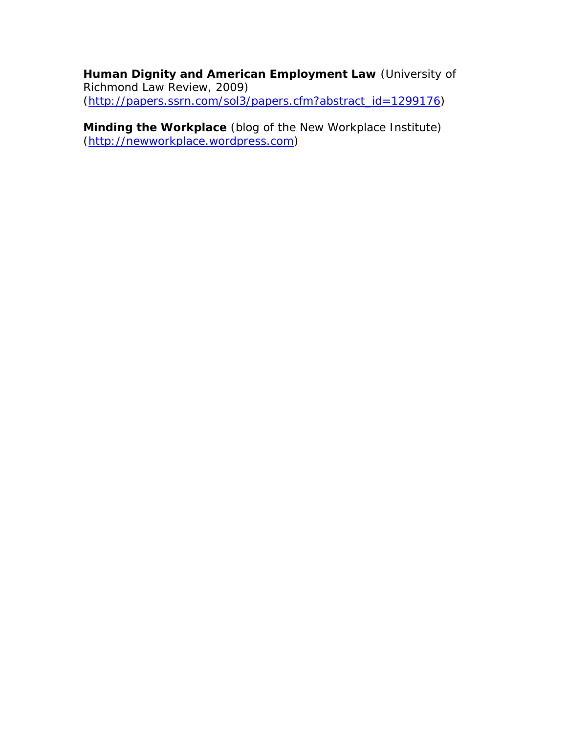**Human Dignity and American Employment Law** (University of Richmond Law Review, 2009) (http://papers.ssrn.com/sol3/papers.cfm?abstract_id=1299176)

**Minding the Workplace** (blog of the New Workplace Institute) (http://newworkplace.wordpress.com)